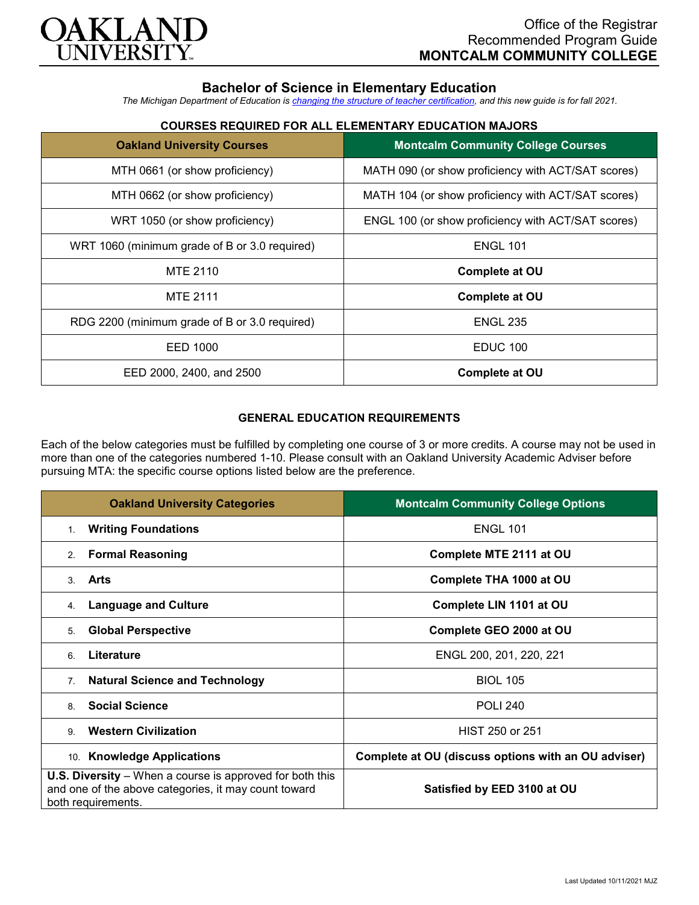Office of the Registrar
Recommended Program Guide
**MONTCALM COMMUNITY COLLEGE**

# Bachelor of Science in Elementary Education

*The Michigan Department of Education is changing the structure of teacher certification, and this new guide is for fall 2021.*

### COURSES REQUIRED FOR ALL ELEMENTARY EDUCATION MAJORS

| Oakland University Courses | Montcalm Community College Courses |
|---|---|
| MTH 0661 (or show proficiency) | MATH 090 (or show proficiency with ACT/SAT scores) |
| MTH 0662 (or show proficiency) | MATH 104 (or show proficiency with ACT/SAT scores) |
| WRT 1050 (or show proficiency) | ENGL 100 (or show proficiency with ACT/SAT scores) |
| WRT 1060 (minimum grade of B or 3.0 required) | ENGL 101 |
| MTE 2110 | **Complete at OU** |
| MTE 2111 | **Complete at OU** |
| RDG 2200 (minimum grade of B or 3.0 required) | ENGL 235 |
| EED 1000 | EDUC 100 |
| EED 2000, 2400, and 2500 | **Complete at OU** |

### GENERAL EDUCATION REQUIREMENTS

Each of the below categories must be fulfilled by completing one course of 3 or more credits. A course may not be used in more than one of the categories numbered 1-10. Please consult with an Oakland University Academic Adviser before pursuing MTA: the specific course options listed below are the preference.

| Oakland University Categories | Montcalm Community College Options |
|---|---|
| 1. **Writing Foundations** | ENGL 101 |
| 2. **Formal Reasoning** | **Complete MTE 2111 at OU** |
| 3. **Arts** | **Complete THA 1000 at OU** |
| 4. **Language and Culture** | **Complete LIN 1101 at OU** |
| 5. **Global Perspective** | **Complete GEO 2000 at OU** |
| 6. **Literature** | ENGL 200, 201, 220, 221 |
| 7. **Natural Science and Technology** | BIOL 105 |
| 8. **Social Science** | POLI 240 |
| 9. **Western Civilization** | HIST 250 or 251 |
| 10. **Knowledge Applications** | **Complete at OU (discuss options with an OU adviser)** |
| **U.S. Diversity** – When a course is approved for both this and one of the above categories, it may count toward both requirements. | **Satisfied by EED 3100 at OU** |

Last Updated 10/11/2021 MJZ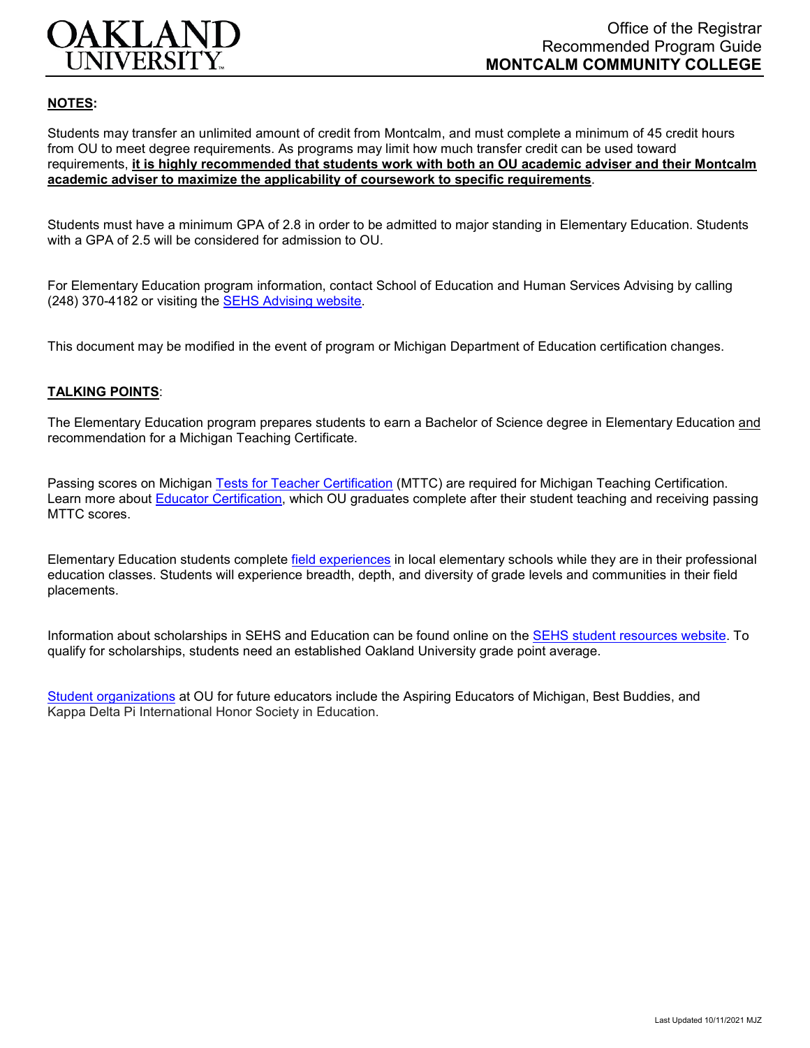**NOTES:**

Students may transfer an unlimited amount of credit from Montcalm, and must complete a minimum of 45 credit hours from OU to meet degree requirements. As programs may limit how much transfer credit can be used toward requirements, **it is highly recommended that students work with both an OU academic adviser and their Montcalm academic adviser to maximize the applicability of coursework to specific requirements**.

Students must have a minimum GPA of 2.8 in order to be admitted to major standing in Elementary Education. Students with a GPA of 2.5 will be considered for admission to OU.

For Elementary Education program information, contact School of Education and Human Services Advising by calling (248) 370-4182 or visiting the SEHS Advising website.

This document may be modified in the event of program or Michigan Department of Education certification changes.

**TALKING POINTS**:

The Elementary Education program prepares students to earn a Bachelor of Science degree in Elementary Education and recommendation for a Michigan Teaching Certificate.

Passing scores on Michigan Tests for Teacher Certification (MTTC) are required for Michigan Teaching Certification. Learn more about Educator Certification, which OU graduates complete after their student teaching and receiving passing MTTC scores.

Elementary Education students complete field experiences in local elementary schools while they are in their professional education classes. Students will experience breadth, depth, and diversity of grade levels and communities in their field placements.

Information about scholarships in SEHS and Education can be found online on the SEHS student resources website. To qualify for scholarships, students need an established Oakland University grade point average.

Student organizations at OU for future educators include the Aspiring Educators of Michigan, Best Buddies, and Kappa Delta Pi International Honor Society in Education.